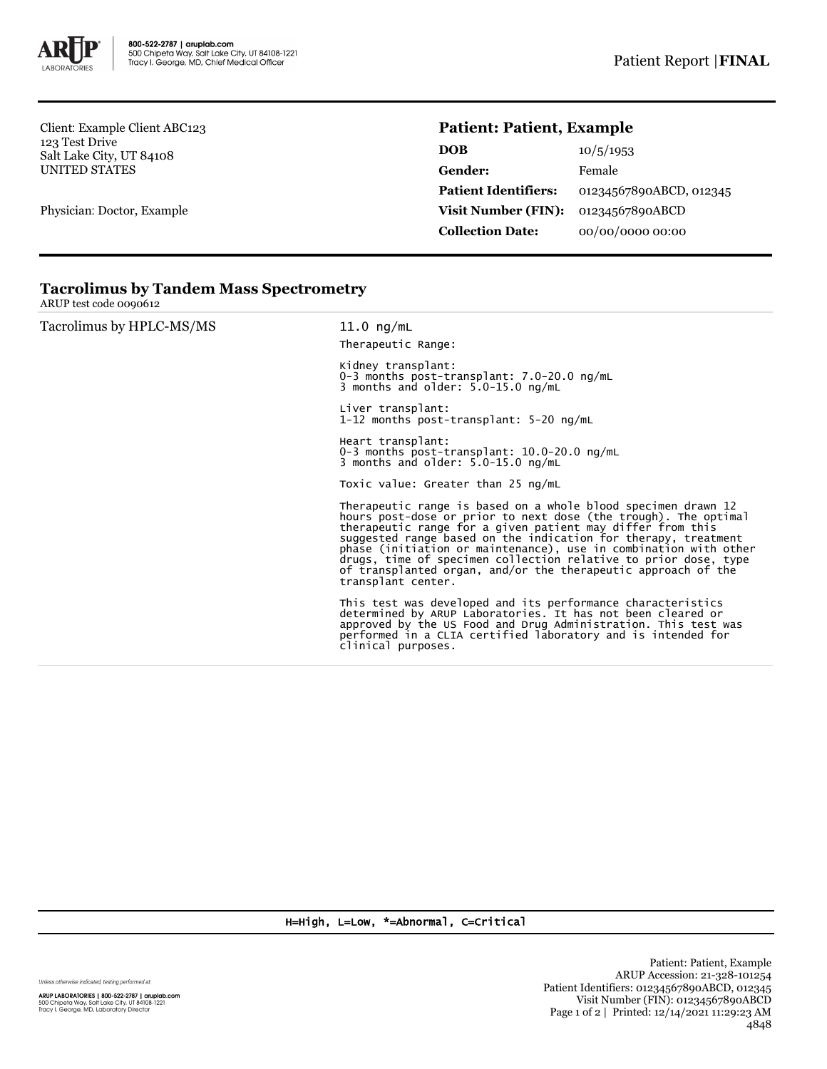Patient Report | **FINAL**

Client: Example Client ABC123
123 Test Drive
Salt Lake City, UT 84108
UNITED STATES

Physician: Doctor, Example

## Patient: Patient, Example

| | |
|---|---|
| **DOB** | 10/5/1953 |
| **Gender:** | Female |
| **Patient Identifiers:** | 01234567890ABCD, 012345 |
| **Visit Number (FIN):** | 01234567890ABCD |
| **Collection Date:** | 00/00/0000 00:00 |

### Tacrolimus by Tandem Mass Spectrometry

ARUP test code 0090612

Tacrolimus by HPLC-MS/MS — 11.0 ng/mL

Therapeutic Range:

Kidney transplant:
0-3 months post-transplant: 7.0-20.0 ng/mL
3 months and older: 5.0-15.0 ng/mL

Liver transplant:
1-12 months post-transplant: 5-20 ng/mL

Heart transplant:
0-3 months post-transplant: 10.0-20.0 ng/mL
3 months and older: 5.0-15.0 ng/mL

Toxic value: Greater than 25 ng/mL

Therapeutic range is based on a whole blood specimen drawn 12 hours post-dose or prior to next dose (the trough). The optimal therapeutic range for a given patient may differ from this suggested range based on the indication for therapy, treatment phase (initiation or maintenance), use in combination with other drugs, time of specimen collection relative to prior dose, type of transplanted organ, and/or the therapeutic approach of the transplant center.

This test was developed and its performance characteristics determined by ARUP Laboratories. It has not been cleared or approved by the US Food and Drug Administration. This test was performed in a CLIA certified laboratory and is intended for clinical purposes.

H=High, L=Low, *=Abnormal, C=Critical

Unless otherwise indicated, testing performed at:

ARUP LABORATORIES | 800-522-2787 | aruplab.com
500 Chipeta Way, Salt Lake City, UT 84108-1221
Tracy I. George, MD, Laboratory Director

Patient: Patient, Example
ARUP Accession: 21-328-101254
Patient Identifiers: 01234567890ABCD, 012345
Visit Number (FIN): 01234567890ABCD
Printed: 12/14/2021 11:29:23 AM
4848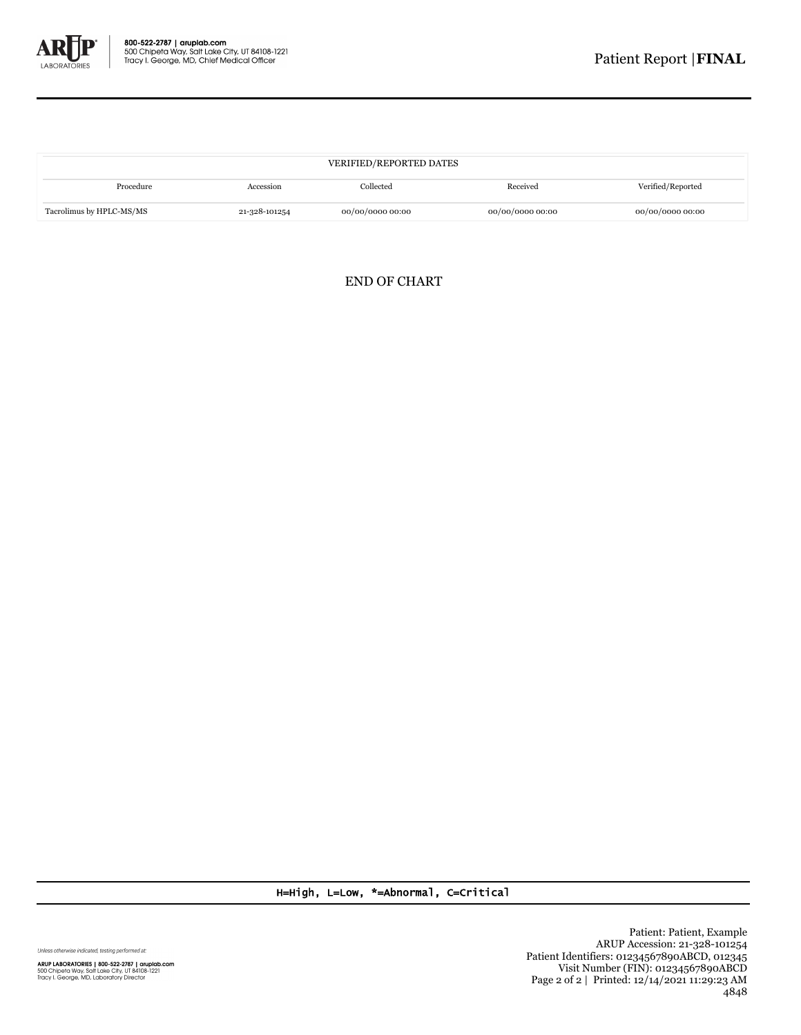| VERIFIED/REPORTED DATES | | | | |
| --- | --- | --- | --- | --- |
| Procedure | Accession | Collected | Received | Verified/Reported |
| Tacrolimus by HPLC-MS/MS | 21-328-101254 | 00/00/0000 00:00 | 00/00/0000 00:00 | 00/00/0000 00:00 |

END OF CHART

H=High, L=Low, *=Abnormal, C=Critical

*Unless otherwise indicated, testing performed at:*

**ARUP LABORATORIES | 800-522-2787 | aruplab.com**
500 Chipeta Way, Salt Lake City, UT 84108-1221
Tracy I. George, MD, Laboratory Director

Patient: Patient, Example
ARUP Accession: 21-328-101254
Patient Identifiers: 01234567890ABCD, 012345
Visit Number (FIN): 01234567890ABCD
Printed: 12/14/2021 11:29:23 AM
4848